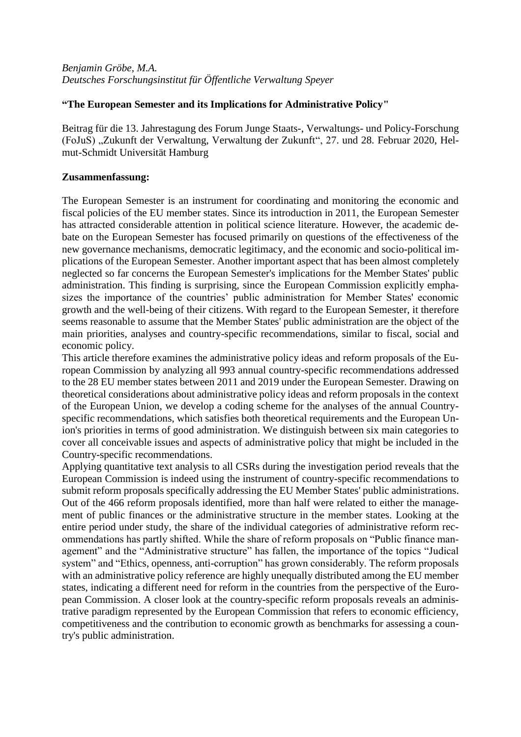*Benjamin Gröbe, M.A.*
*Deutsches Forschungsinstitut für Öffentliche Verwaltung Speyer*

**"The European Semester and its Implications for Administrative Policy"**

Beitrag für die 13. Jahrestagung des Forum Junge Staats-, Verwaltungs- und Policy-Forschung (FoJuS) „Zukunft der Verwaltung, Verwaltung der Zukunft", 27. und 28. Februar 2020, Helmut-Schmidt Universität Hamburg

**Zusammenfassung:**

The European Semester is an instrument for coordinating and monitoring the economic and fiscal policies of the EU member states. Since its introduction in 2011, the European Semester has attracted considerable attention in political science literature. However, the academic debate on the European Semester has focused primarily on questions of the effectiveness of the new governance mechanisms, democratic legitimacy, and the economic and socio-political implications of the European Semester. Another important aspect that has been almost completely neglected so far concerns the European Semester's implications for the Member States' public administration. This finding is surprising, since the European Commission explicitly emphasizes the importance of the countries' public administration for Member States' economic growth and the well-being of their citizens. With regard to the European Semester, it therefore seems reasonable to assume that the Member States' public administration are the object of the main priorities, analyses and country-specific recommendations, similar to fiscal, social and economic policy.

This article therefore examines the administrative policy ideas and reform proposals of the European Commission by analyzing all 993 annual country-specific recommendations addressed to the 28 EU member states between 2011 and 2019 under the European Semester. Drawing on theoretical considerations about administrative policy ideas and reform proposals in the context of the European Union, we develop a coding scheme for the analyses of the annual Country-specific recommendations, which satisfies both theoretical requirements and the European Union's priorities in terms of good administration. We distinguish between six main categories to cover all conceivable issues and aspects of administrative policy that might be included in the Country-specific recommendations.

Applying quantitative text analysis to all CSRs during the investigation period reveals that the European Commission is indeed using the instrument of country-specific recommendations to submit reform proposals specifically addressing the EU Member States' public administrations. Out of the 466 reform proposals identified, more than half were related to either the management of public finances or the administrative structure in the member states. Looking at the entire period under study, the share of the individual categories of administrative reform recommendations has partly shifted. While the share of reform proposals on "Public finance management" and the "Administrative structure" has fallen, the importance of the topics "Judical system" and "Ethics, openness, anti-corruption" has grown considerably. The reform proposals with an administrative policy reference are highly unequally distributed among the EU member states, indicating a different need for reform in the countries from the perspective of the European Commission. A closer look at the country-specific reform proposals reveals an administrative paradigm represented by the European Commission that refers to economic efficiency, competitiveness and the contribution to economic growth as benchmarks for assessing a country's public administration.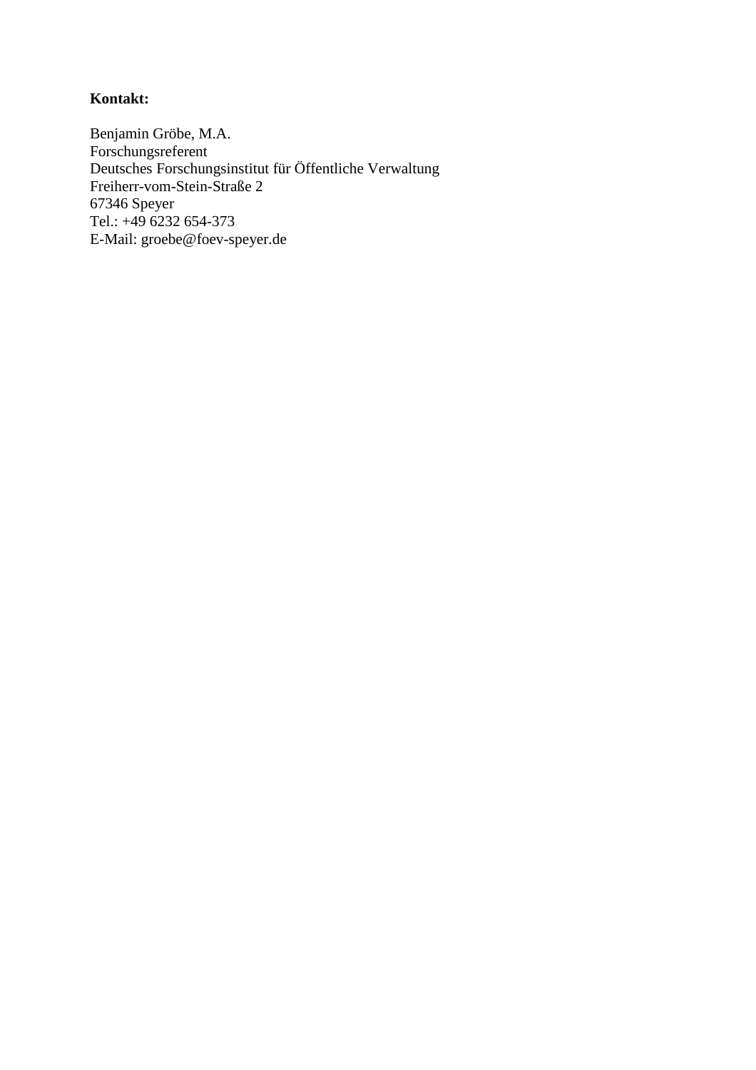**Kontakt:**

Benjamin Gröbe, M.A.
Forschungsreferent
Deutsches Forschungsinstitut für Öffentliche Verwaltung
Freiherr-vom-Stein-Straße 2
67346 Speyer
Tel.: +49 6232 654-373
E-Mail: groebe@foev-speyer.de